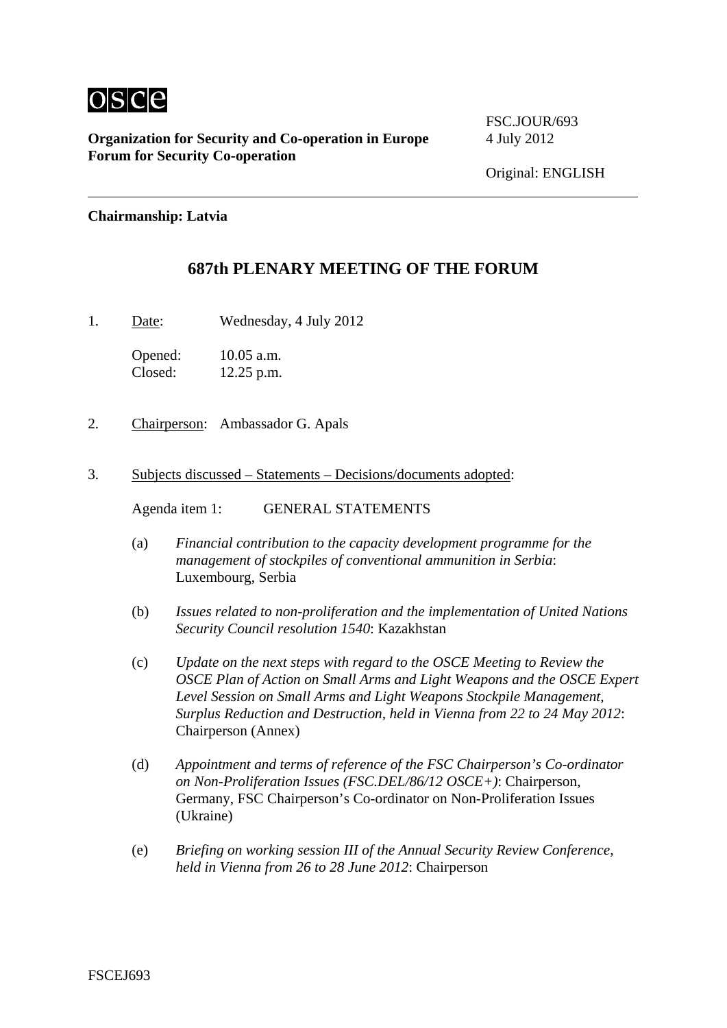osce

**Organization for Security and Co-operation in Europe**
**Forum for Security Co-operation**

FSC.JOUR/693
4 July 2012

Original: ENGLISH

**Chairmanship: Latvia**

## 687th PLENARY MEETING OF THE FORUM

1. Date: Wednesday, 4 July 2012

   Opened: 10.05 a.m.
   Closed: 12.25 p.m.

2. Chairperson: Ambassador G. Apals

3. Subjects discussed – Statements – Decisions/documents adopted:

   Agenda item 1: GENERAL STATEMENTS

   (a) *Financial contribution to the capacity development programme for the management of stockpiles of conventional ammunition in Serbia*: Luxembourg, Serbia

   (b) *Issues related to non-proliferation and the implementation of United Nations Security Council resolution 1540*: Kazakhstan

   (c) *Update on the next steps with regard to the OSCE Meeting to Review the OSCE Plan of Action on Small Arms and Light Weapons and the OSCE Expert Level Session on Small Arms and Light Weapons Stockpile Management, Surplus Reduction and Destruction, held in Vienna from 22 to 24 May 2012*: Chairperson (Annex)

   (d) *Appointment and terms of reference of the FSC Chairperson's Co-ordinator on Non-Proliferation Issues (FSC.DEL/86/12 OSCE+)*: Chairperson, Germany, FSC Chairperson's Co-ordinator on Non-Proliferation Issues (Ukraine)

   (e) *Briefing on working session III of the Annual Security Review Conference, held in Vienna from 26 to 28 June 2012*: Chairperson

FSCEJ693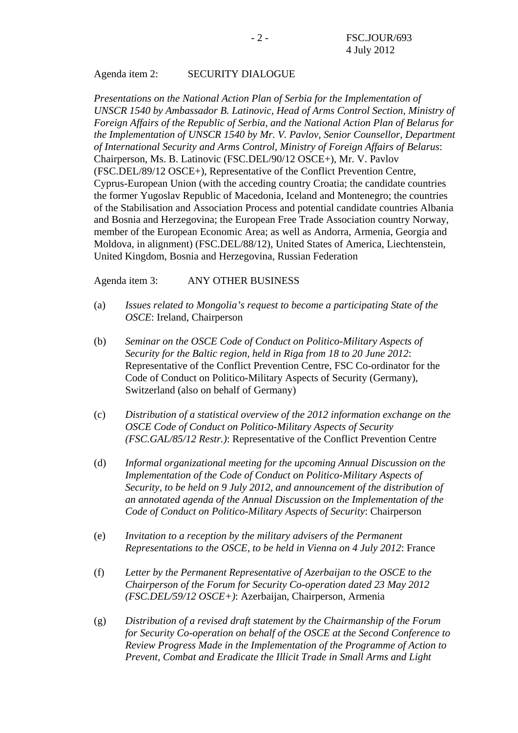Agenda item 2: SECURITY DIALOGUE

*Presentations on the National Action Plan of Serbia for the Implementation of UNSCR 1540 by Ambassador B. Latinovic, Head of Arms Control Section, Ministry of Foreign Affairs of the Republic of Serbia, and the National Action Plan of Belarus for the Implementation of UNSCR 1540 by Mr. V. Pavlov, Senior Counsellor, Department of International Security and Arms Control, Ministry of Foreign Affairs of Belarus*: Chairperson, Ms. B. Latinovic (FSC.DEL/90/12 OSCE+), Mr. V. Pavlov (FSC.DEL/89/12 OSCE+), Representative of the Conflict Prevention Centre, Cyprus-European Union (with the acceding country Croatia; the candidate countries the former Yugoslav Republic of Macedonia, Iceland and Montenegro; the countries of the Stabilisation and Association Process and potential candidate countries Albania and Bosnia and Herzegovina; the European Free Trade Association country Norway, member of the European Economic Area; as well as Andorra, Armenia, Georgia and Moldova, in alignment) (FSC.DEL/88/12), United States of America, Liechtenstein, United Kingdom, Bosnia and Herzegovina, Russian Federation

Agenda item 3: ANY OTHER BUSINESS

(a) *Issues related to Mongolia's request to become a participating State of the OSCE*: Ireland, Chairperson

(b) *Seminar on the OSCE Code of Conduct on Politico-Military Aspects of Security for the Baltic region, held in Riga from 18 to 20 June 2012*: Representative of the Conflict Prevention Centre, FSC Co-ordinator for the Code of Conduct on Politico-Military Aspects of Security (Germany), Switzerland (also on behalf of Germany)

(c) *Distribution of a statistical overview of the 2012 information exchange on the OSCE Code of Conduct on Politico-Military Aspects of Security (FSC.GAL/85/12 Restr.)*: Representative of the Conflict Prevention Centre

(d) *Informal organizational meeting for the upcoming Annual Discussion on the Implementation of the Code of Conduct on Politico-Military Aspects of Security, to be held on 9 July 2012, and announcement of the distribution of an annotated agenda of the Annual Discussion on the Implementation of the Code of Conduct on Politico-Military Aspects of Security*: Chairperson

(e) *Invitation to a reception by the military advisers of the Permanent Representations to the OSCE, to be held in Vienna on 4 July 2012*: France

(f) *Letter by the Permanent Representative of Azerbaijan to the OSCE to the Chairperson of the Forum for Security Co-operation dated 23 May 2012 (FSC.DEL/59/12 OSCE+)*: Azerbaijan, Chairperson, Armenia

(g) *Distribution of a revised draft statement by the Chairmanship of the Forum for Security Co-operation on behalf of the OSCE at the Second Conference to Review Progress Made in the Implementation of the Programme of Action to Prevent, Combat and Eradicate the Illicit Trade in Small Arms and Light*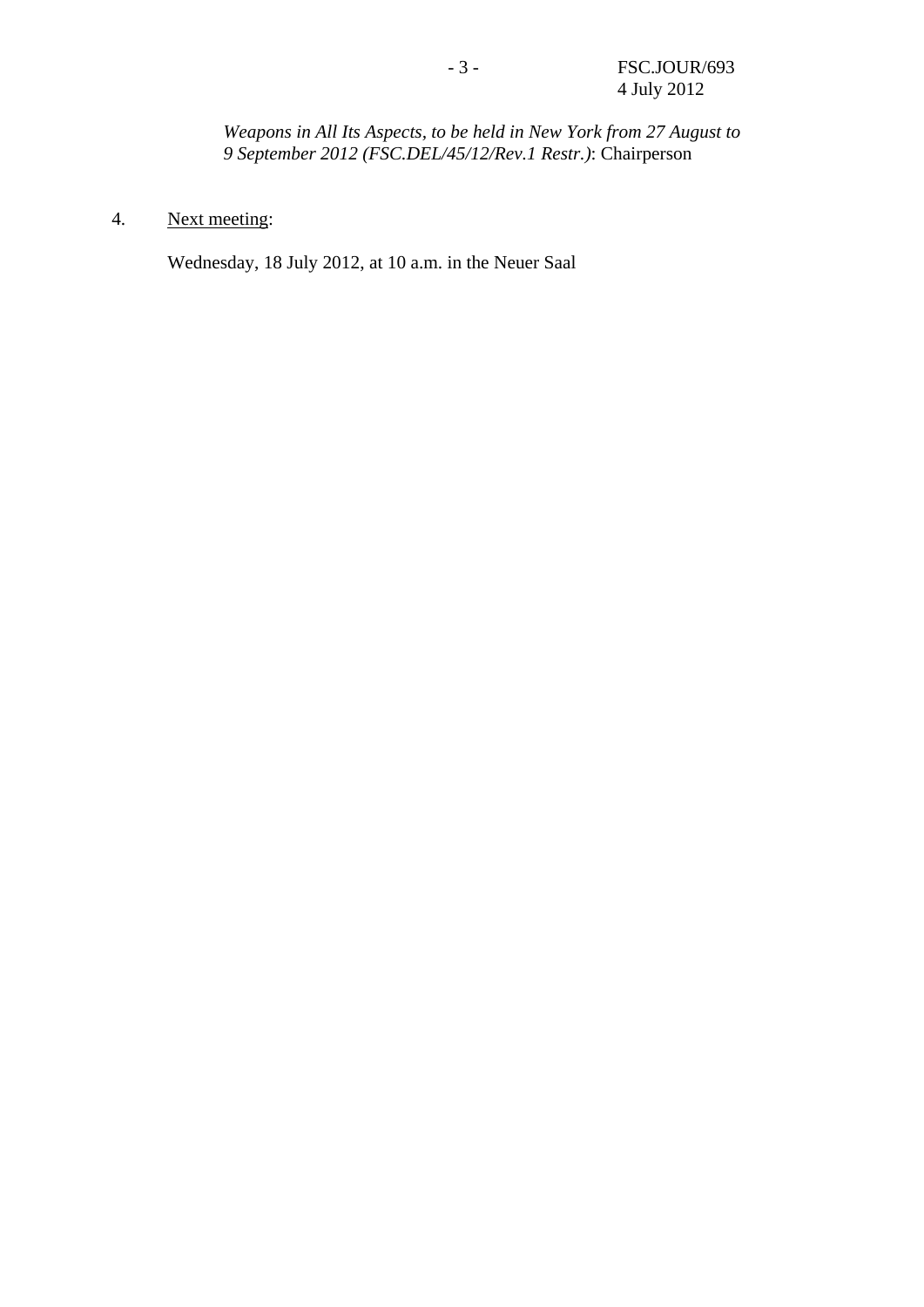*Weapons in All Its Aspects, to be held in New York from 27 August to 9 September 2012 (FSC.DEL/45/12/Rev.1 Restr.)*: Chairperson

4. Next meeting:

Wednesday, 18 July 2012, at 10 a.m. in the Neuer Saal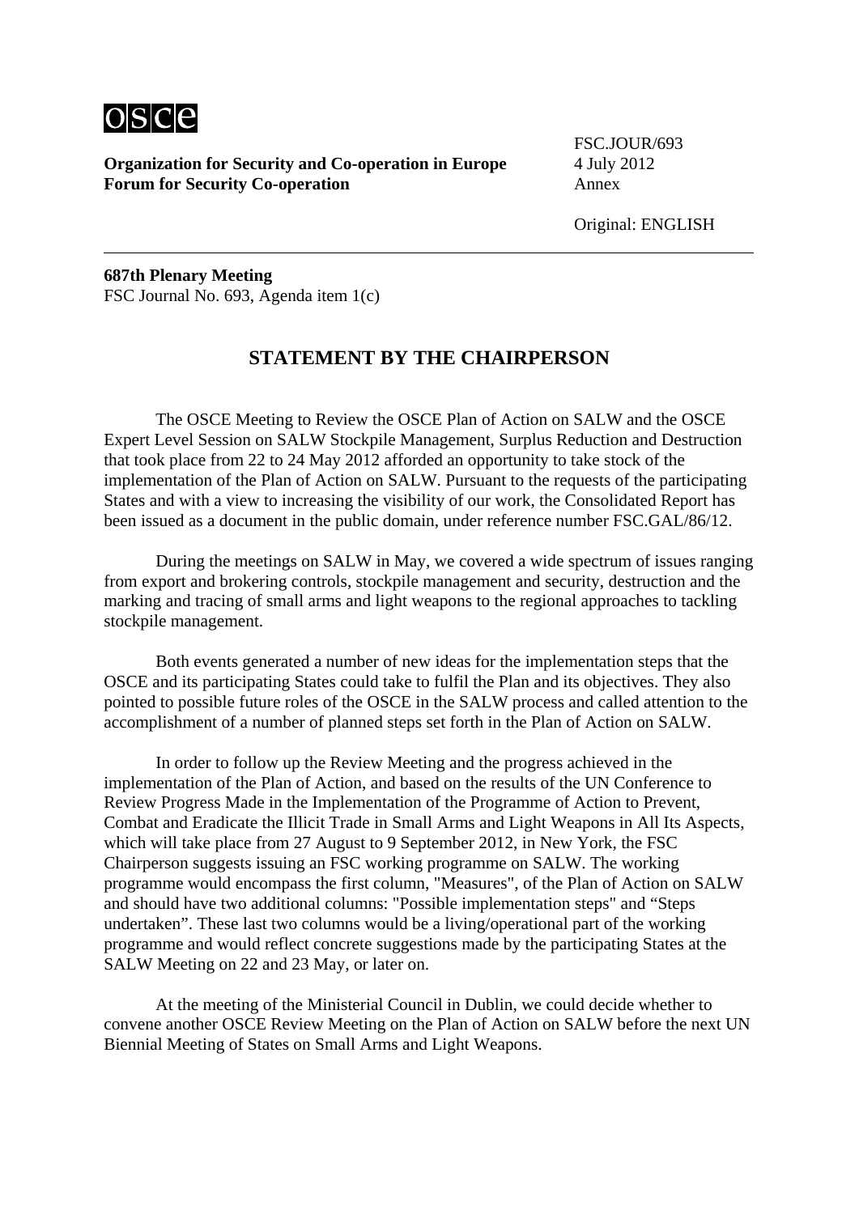**Organization for Security and Co-operation in Europe**
**Forum for Security Co-operation**

FSC.JOUR/693
4 July 2012
Annex

Original: ENGLISH

**687th Plenary Meeting**
FSC Journal No. 693, Agenda item 1(c)

## STATEMENT BY THE CHAIRPERSON

The OSCE Meeting to Review the OSCE Plan of Action on SALW and the OSCE Expert Level Session on SALW Stockpile Management, Surplus Reduction and Destruction that took place from 22 to 24 May 2012 afforded an opportunity to take stock of the implementation of the Plan of Action on SALW. Pursuant to the requests of the participating States and with a view to increasing the visibility of our work, the Consolidated Report has been issued as a document in the public domain, under reference number FSC.GAL/86/12.

During the meetings on SALW in May, we covered a wide spectrum of issues ranging from export and brokering controls, stockpile management and security, destruction and the marking and tracing of small arms and light weapons to the regional approaches to tackling stockpile management.

Both events generated a number of new ideas for the implementation steps that the OSCE and its participating States could take to fulfil the Plan and its objectives. They also pointed to possible future roles of the OSCE in the SALW process and called attention to the accomplishment of a number of planned steps set forth in the Plan of Action on SALW.

In order to follow up the Review Meeting and the progress achieved in the implementation of the Plan of Action, and based on the results of the UN Conference to Review Progress Made in the Implementation of the Programme of Action to Prevent, Combat and Eradicate the Illicit Trade in Small Arms and Light Weapons in All Its Aspects, which will take place from 27 August to 9 September 2012, in New York, the FSC Chairperson suggests issuing an FSC working programme on SALW. The working programme would encompass the first column, "Measures", of the Plan of Action on SALW and should have two additional columns: "Possible implementation steps" and "Steps undertaken". These last two columns would be a living/operational part of the working programme and would reflect concrete suggestions made by the participating States at the SALW Meeting on 22 and 23 May, or later on.

At the meeting of the Ministerial Council in Dublin, we could decide whether to convene another OSCE Review Meeting on the Plan of Action on SALW before the next UN Biennial Meeting of States on Small Arms and Light Weapons.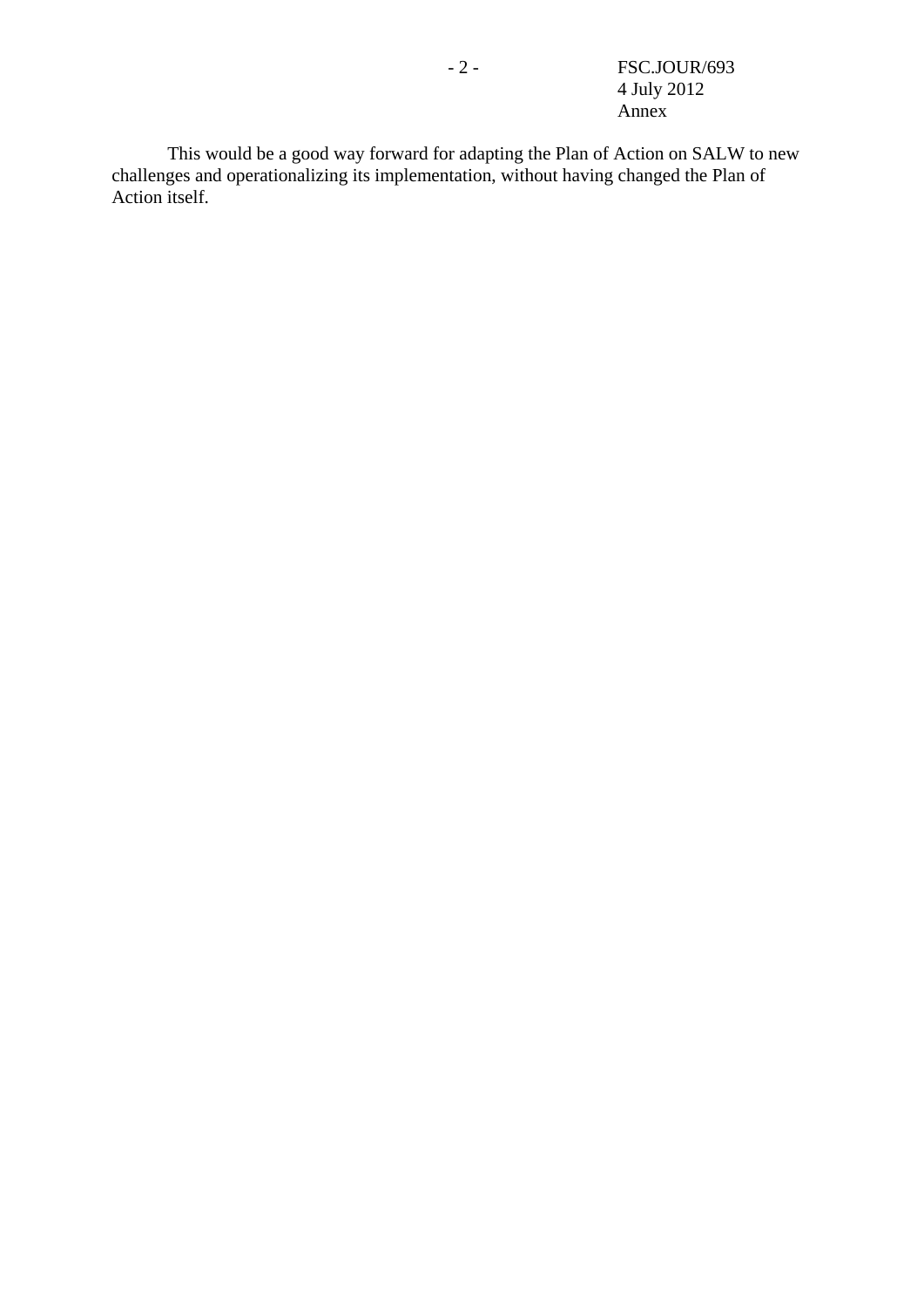This would be a good way forward for adapting the Plan of Action on SALW to new challenges and operationalizing its implementation, without having changed the Plan of Action itself.